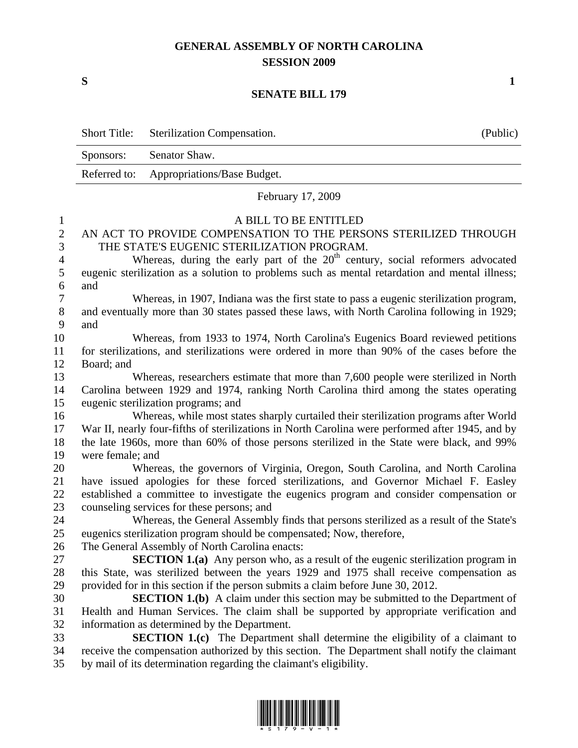# GENERAL ASSEMBLY OF NORTH CAROLINA
## SESSION 2009

**S** **1**

## SENATE BILL 179

| | | |
|---|---|---|
| Short Title: | Sterilization Compensation. | (Public) |
| Sponsors: | Senator Shaw. | |
| Referred to: | Appropriations/Base Budget. | |

February 17, 2009

A BILL TO BE ENTITLED

AN ACT TO PROVIDE COMPENSATION TO THE PERSONS STERILIZED THROUGH THE STATE'S EUGENIC STERILIZATION PROGRAM.

Whereas, during the early part of the 20th century, social reformers advocated eugenic sterilization as a solution to problems such as mental retardation and mental illness; and

Whereas, in 1907, Indiana was the first state to pass a eugenic sterilization program, and eventually more than 30 states passed these laws, with North Carolina following in 1929; and

Whereas, from 1933 to 1974, North Carolina's Eugenics Board reviewed petitions for sterilizations, and sterilizations were ordered in more than 90% of the cases before the Board; and

Whereas, researchers estimate that more than 7,600 people were sterilized in North Carolina between 1929 and 1974, ranking North Carolina third among the states operating eugenic sterilization programs; and

Whereas, while most states sharply curtailed their sterilization programs after World War II, nearly four-fifths of sterilizations in North Carolina were performed after 1945, and by the late 1960s, more than 60% of those persons sterilized in the State were black, and 99% were female; and

Whereas, the governors of Virginia, Oregon, South Carolina, and North Carolina have issued apologies for these forced sterilizations, and Governor Michael F. Easley established a committee to investigate the eugenics program and consider compensation or counseling services for these persons; and

Whereas, the General Assembly finds that persons sterilized as a result of the State's eugenics sterilization program should be compensated; Now, therefore,

The General Assembly of North Carolina enacts:

**SECTION 1.(a)** Any person who, as a result of the eugenic sterilization program in this State, was sterilized between the years 1929 and 1975 shall receive compensation as provided for in this section if the person submits a claim before June 30, 2012.

**SECTION 1.(b)** A claim under this section may be submitted to the Department of Health and Human Services. The claim shall be supported by appropriate verification and information as determined by the Department.

**SECTION 1.(c)** The Department shall determine the eligibility of a claimant to receive the compensation authorized by this section. The Department shall notify the claimant by mail of its determination regarding the claimant's eligibility.

\* S 1 7 9 - V - 1 \*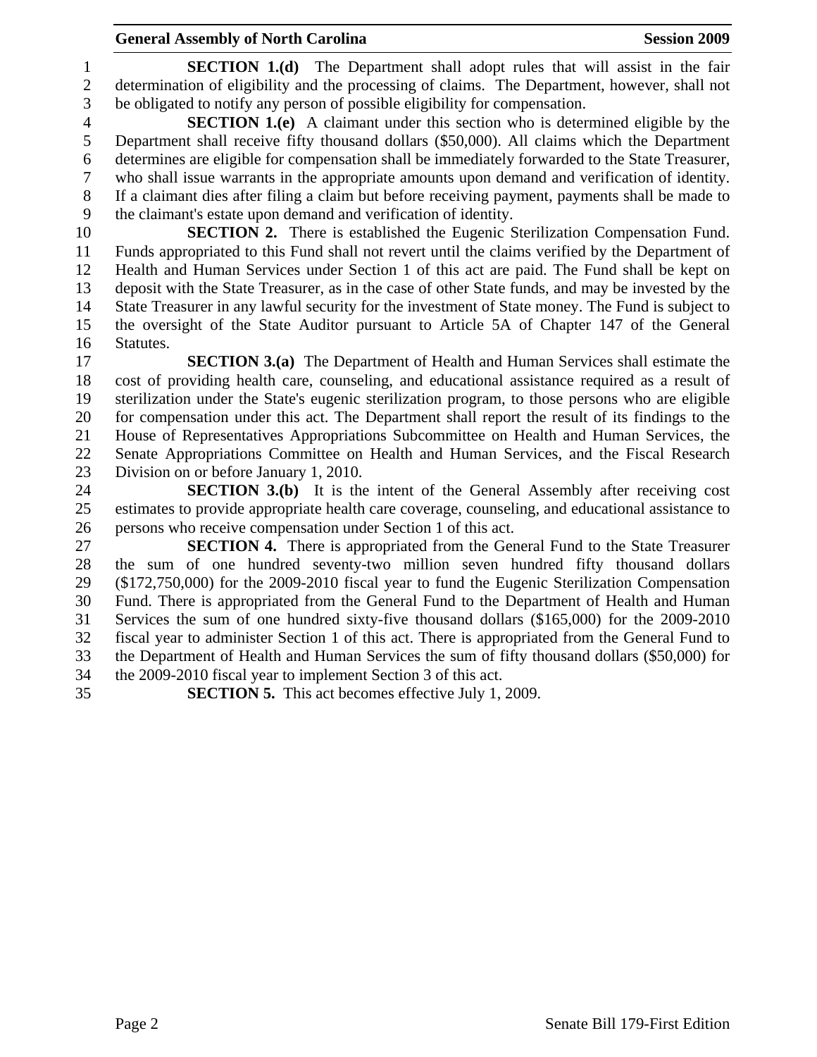**SECTION 1.(d)** The Department shall adopt rules that will assist in the fair determination of eligibility and the processing of claims. The Department, however, shall not be obligated to notify any person of possible eligibility for compensation.

**SECTION 1.(e)** A claimant under this section who is determined eligible by the Department shall receive fifty thousand dollars ($50,000). All claims which the Department determines are eligible for compensation shall be immediately forwarded to the State Treasurer, who shall issue warrants in the appropriate amounts upon demand and verification of identity. If a claimant dies after filing a claim but before receiving payment, payments shall be made to the claimant's estate upon demand and verification of identity.

**SECTION 2.** There is established the Eugenic Sterilization Compensation Fund. Funds appropriated to this Fund shall not revert until the claims verified by the Department of Health and Human Services under Section 1 of this act are paid. The Fund shall be kept on deposit with the State Treasurer, as in the case of other State funds, and may be invested by the State Treasurer in any lawful security for the investment of State money. The Fund is subject to the oversight of the State Auditor pursuant to Article 5A of Chapter 147 of the General Statutes.

**SECTION 3.(a)** The Department of Health and Human Services shall estimate the cost of providing health care, counseling, and educational assistance required as a result of sterilization under the State's eugenic sterilization program, to those persons who are eligible for compensation under this act. The Department shall report the result of its findings to the House of Representatives Appropriations Subcommittee on Health and Human Services, the Senate Appropriations Committee on Health and Human Services, and the Fiscal Research Division on or before January 1, 2010.

**SECTION 3.(b)** It is the intent of the General Assembly after receiving cost estimates to provide appropriate health care coverage, counseling, and educational assistance to persons who receive compensation under Section 1 of this act.

**SECTION 4.** There is appropriated from the General Fund to the State Treasurer the sum of one hundred seventy-two million seven hundred fifty thousand dollars ($172,750,000) for the 2009-2010 fiscal year to fund the Eugenic Sterilization Compensation Fund. There is appropriated from the General Fund to the Department of Health and Human Services the sum of one hundred sixty-five thousand dollars ($165,000) for the 2009-2010 fiscal year to administer Section 1 of this act. There is appropriated from the General Fund to the Department of Health and Human Services the sum of fifty thousand dollars ($50,000) for the 2009-2010 fiscal year to implement Section 3 of this act.

**SECTION 5.** This act becomes effective July 1, 2009.